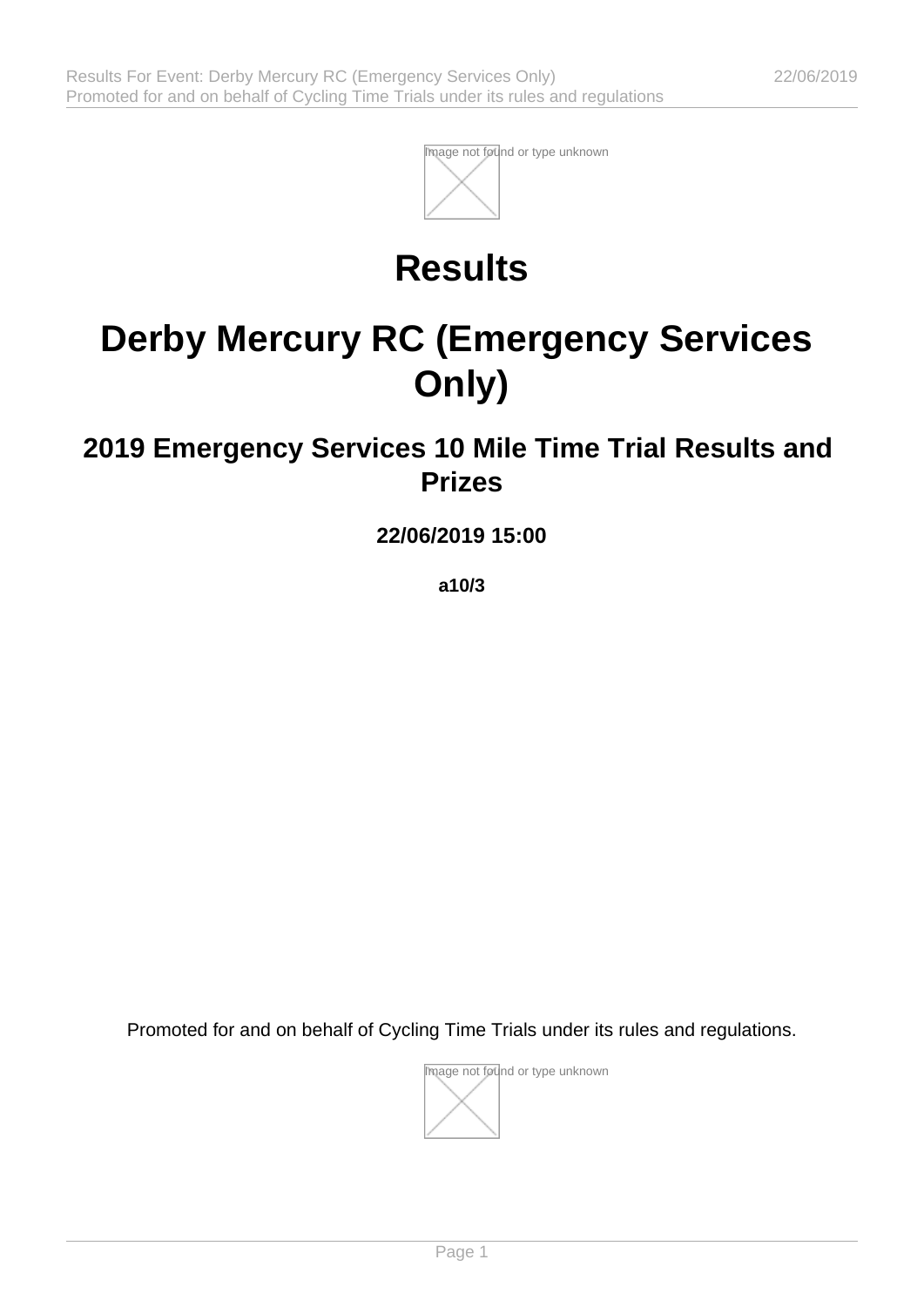# Results

# Derby Mercury RC (Emergency Services Only)

## 2019 Emergency Services 10 Mile Time Trial Results and Prizes

### 22/06/2019 15:00

**a10/3**

Promoted for and on behalf of Cycling Time Trials under its rules and regulations.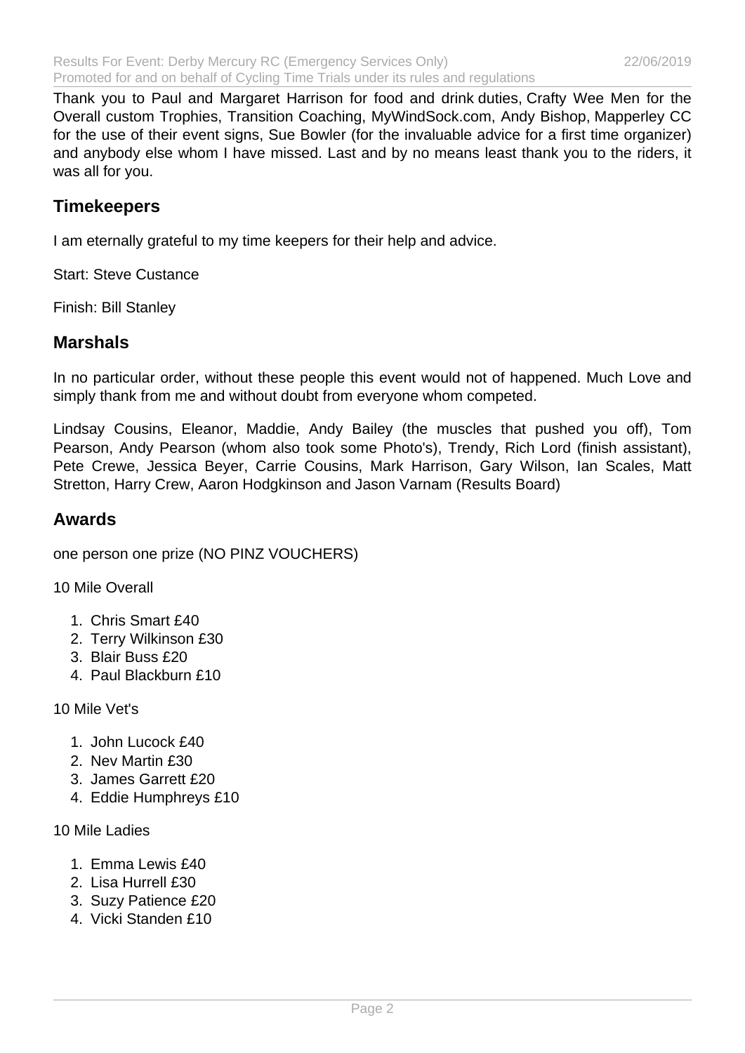Thank you to Paul and Margaret Harrison for food and drink duties, Crafty Wee Men for the Overall custom Trophies, Transition Coaching, MyWindSock.com, Andy Bishop, Mapperley CC for the use of their event signs, Sue Bowler (for the invaluable advice for a first time organizer) and anybody else whom I have missed. Last and by no means least thank you to the riders, it was all for you.

## Timekeepers

I am eternally grateful to my time keepers for their help and advice.

Start: Steve Custance

Finish: Bill Stanley

## Marshals

In no particular order, without these people this event would not of happened. Much Love and simply thank from me and without doubt from everyone whom competed.

Lindsay Cousins, Eleanor, Maddie, Andy Bailey (the muscles that pushed you off), Tom Pearson, Andy Pearson (whom also took some Photo's), Trendy, Rich Lord (finish assistant), Pete Crewe, Jessica Beyer, Carrie Cousins, Mark Harrison, Gary Wilson, Ian Scales, Matt Stretton, Harry Crew, Aaron Hodgkinson and Jason Varnam (Results Board)

## Awards

one person one prize (NO PINZ VOUCHERS)

10 Mile Overall

1. Chris Smart £40
2. Terry Wilkinson £30
3. Blair Buss £20
4. Paul Blackburn £10

10 Mile Vet's

1. John Lucock £40
2. Nev Martin £30
3. James Garrett £20
4. Eddie Humphreys £10

10 Mile Ladies

1. Emma Lewis £40
2. Lisa Hurrell £30
3. Suzy Patience £20
4. Vicki Standen £10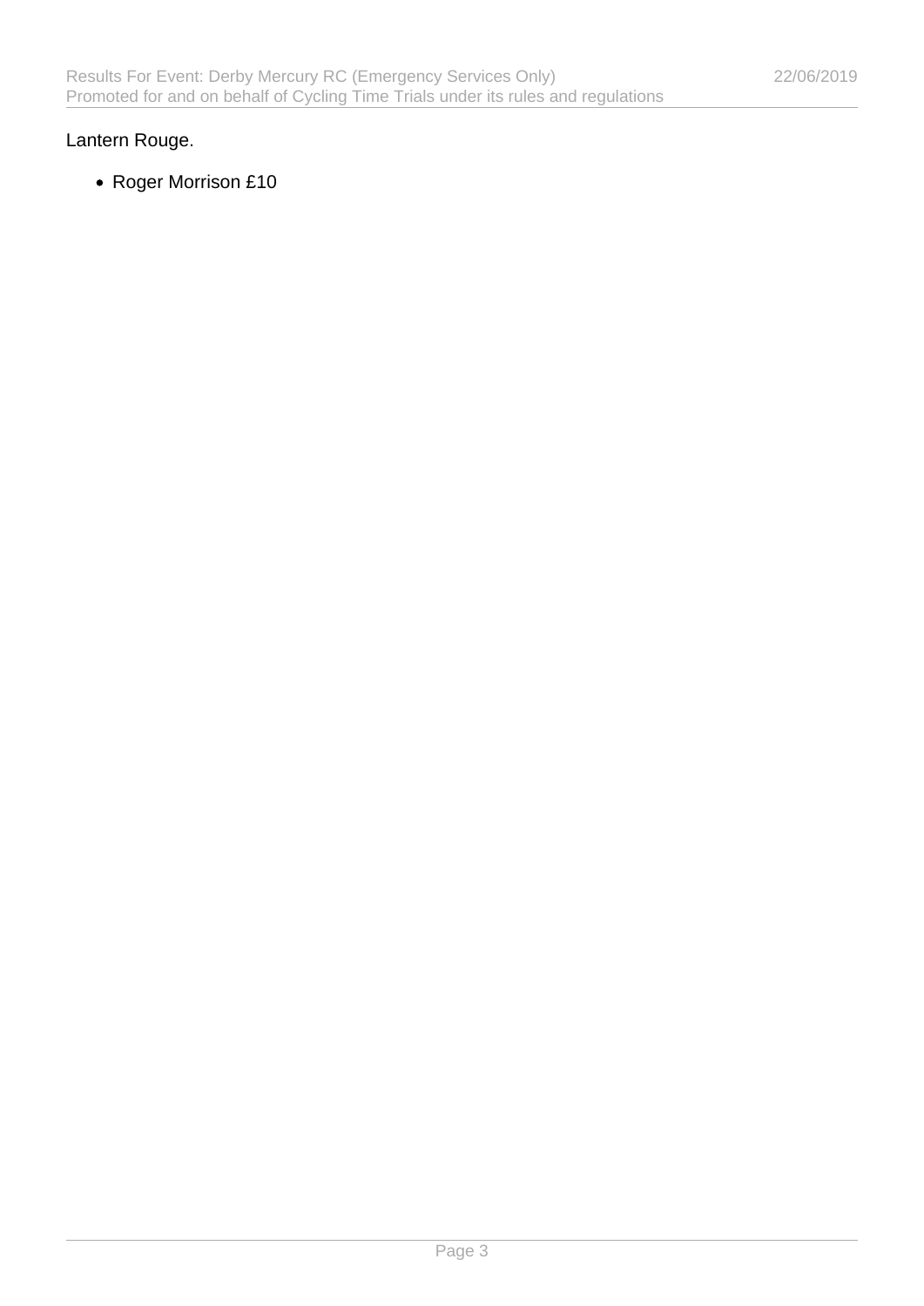Lantern Rouge.

- Roger Morrison £10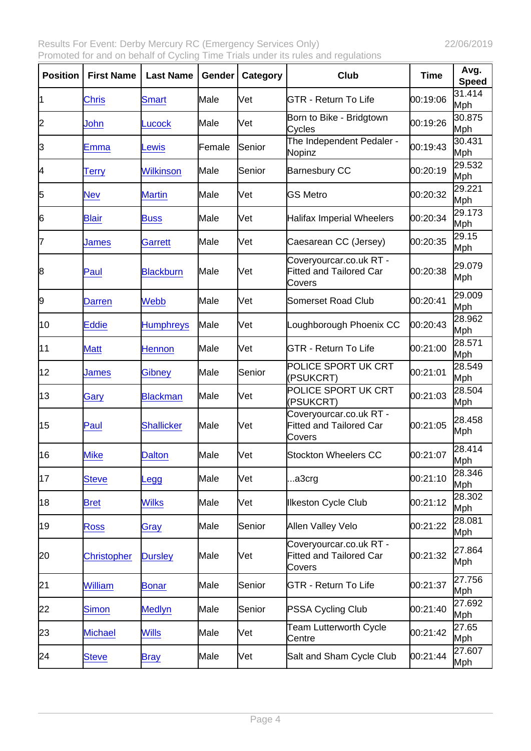| Position | First Name | Last Name | Gender | Category | Club | Time | Avg. Speed |
|---|---|---|---|---|---|---|---|
| 1 | Chris | Smart | Male | Vet | GTR - Return To Life | 00:19:06 | 31.414 Mph |
| 2 | John | Lucock | Male | Vet | Born to Bike - Bridgtown Cycles | 00:19:26 | 30.875 Mph |
| 3 | Emma | Lewis | Female | Senior | The Independent Pedaler - Nopinz | 00:19:43 | 30.431 Mph |
| 4 | Terry | Wilkinson | Male | Senior | Barnesbury CC | 00:20:19 | 29.532 Mph |
| 5 | Nev | Martin | Male | Vet | GS Metro | 00:20:32 | 29.221 Mph |
| 6 | Blair | Buss | Male | Vet | Halifax Imperial Wheelers | 00:20:34 | 29.173 Mph |
| 7 | James | Garrett | Male | Vet | Caesarean CC (Jersey) | 00:20:35 | 29.15 Mph |
| 8 | Paul | Blackburn | Male | Vet | Coveryourcar.co.uk RT - Fitted and Tailored Car Covers | 00:20:38 | 29.079 Mph |
| 9 | Darren | Webb | Male | Vet | Somerset Road Club | 00:20:41 | 29.009 Mph |
| 10 | Eddie | Humphreys | Male | Vet | Loughborough Phoenix CC | 00:20:43 | 28.962 Mph |
| 11 | Matt | Hennon | Male | Vet | GTR - Return To Life | 00:21:00 | 28.571 Mph |
| 12 | James | Gibney | Male | Senior | POLICE SPORT UK CRT (PSUKCRT) | 00:21:01 | 28.549 Mph |
| 13 | Gary | Blackman | Male | Vet | POLICE SPORT UK CRT (PSUKCRT) | 00:21:03 | 28.504 Mph |
| 15 | Paul | Shallicker | Male | Vet | Coveryourcar.co.uk RT - Fitted and Tailored Car Covers | 00:21:05 | 28.458 Mph |
| 16 | Mike | Dalton | Male | Vet | Stockton Wheelers CC | 00:21:07 | 28.414 Mph |
| 17 | Steve | Legg | Male | Vet | ...a3crg | 00:21:10 | 28.346 Mph |
| 18 | Bret | Wilks | Male | Vet | Ilkeston Cycle Club | 00:21:12 | 28.302 Mph |
| 19 | Ross | Gray | Male | Senior | Allen Valley Velo | 00:21:22 | 28.081 Mph |
| 20 | Christopher | Dursley | Male | Vet | Coveryourcar.co.uk RT - Fitted and Tailored Car Covers | 00:21:32 | 27.864 Mph |
| 21 | William | Bonar | Male | Senior | GTR - Return To Life | 00:21:37 | 27.756 Mph |
| 22 | Simon | Medlyn | Male | Senior | PSSA Cycling Club | 00:21:40 | 27.692 Mph |
| 23 | Michael | Wills | Male | Vet | Team Lutterworth Cycle Centre | 00:21:42 | 27.65 Mph |
| 24 | Steve | Bray | Male | Vet | Salt and Sham Cycle Club | 00:21:44 | 27.607 Mph |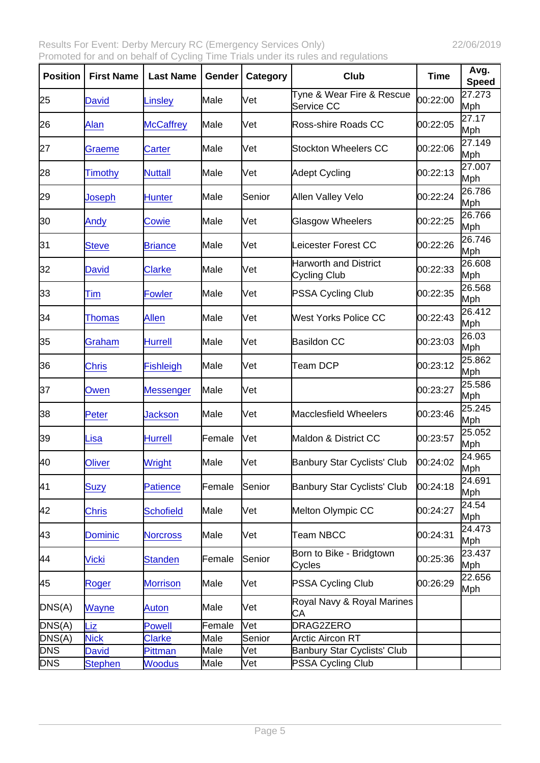| Position | First Name | Last Name | Gender | Category | Club | Time | Avg. Speed |
|---|---|---|---|---|---|---|---|
| 25 | David | Linsley | Male | Vet | Tyne & Wear Fire & Rescue Service CC | 00:22:00 | 27.273 Mph |
| 26 | Alan | McCaffrey | Male | Vet | Ross-shire Roads CC | 00:22:05 | 27.17 Mph |
| 27 | Graeme | Carter | Male | Vet | Stockton Wheelers CC | 00:22:06 | 27.149 Mph |
| 28 | Timothy | Nuttall | Male | Vet | Adept Cycling | 00:22:13 | 27.007 Mph |
| 29 | Joseph | Hunter | Male | Senior | Allen Valley Velo | 00:22:24 | 26.786 Mph |
| 30 | Andy | Cowie | Male | Vet | Glasgow Wheelers | 00:22:25 | 26.766 Mph |
| 31 | Steve | Briance | Male | Vet | Leicester Forest CC | 00:22:26 | 26.746 Mph |
| 32 | David | Clarke | Male | Vet | Harworth and District Cycling Club | 00:22:33 | 26.608 Mph |
| 33 | Tim | Fowler | Male | Vet | PSSA Cycling Club | 00:22:35 | 26.568 Mph |
| 34 | Thomas | Allen | Male | Vet | West Yorks Police CC | 00:22:43 | 26.412 Mph |
| 35 | Graham | Hurrell | Male | Vet | Basildon CC | 00:23:03 | 26.03 Mph |
| 36 | Chris | Fishleigh | Male | Vet | Team DCP | 00:23:12 | 25.862 Mph |
| 37 | Owen | Messenger | Male | Vet | | 00:23:27 | 25.586 Mph |
| 38 | Peter | Jackson | Male | Vet | Macclesfield Wheelers | 00:23:46 | 25.245 Mph |
| 39 | Lisa | Hurrell | Female | Vet | Maldon & District CC | 00:23:57 | 25.052 Mph |
| 40 | Oliver | Wright | Male | Vet | Banbury Star Cyclists' Club | 00:24:02 | 24.965 Mph |
| 41 | Suzy | Patience | Female | Senior | Banbury Star Cyclists' Club | 00:24:18 | 24.691 Mph |
| 42 | Chris | Schofield | Male | Vet | Melton Olympic CC | 00:24:27 | 24.54 Mph |
| 43 | Dominic | Norcross | Male | Vet | Team NBCC | 00:24:31 | 24.473 Mph |
| 44 | Vicki | Standen | Female | Senior | Born to Bike - Bridgtown Cycles | 00:25:36 | 23.437 Mph |
| 45 | Roger | Morrison | Male | Vet | PSSA Cycling Club | 00:26:29 | 22.656 Mph |
| DNS(A) | Wayne | Auton | Male | Vet | Royal Navy & Royal Marines CA | | |
| DNS(A) | Liz | Powell | Female | Vet | DRAG2ZERO | | |
| DNS(A) | Nick | Clarke | Male | Senior | Arctic Aircon RT | | |
| DNS | David | Pittman | Male | Vet | Banbury Star Cyclists' Club | | |
| DNS | Stephen | Woodus | Male | Vet | PSSA Cycling Club | | |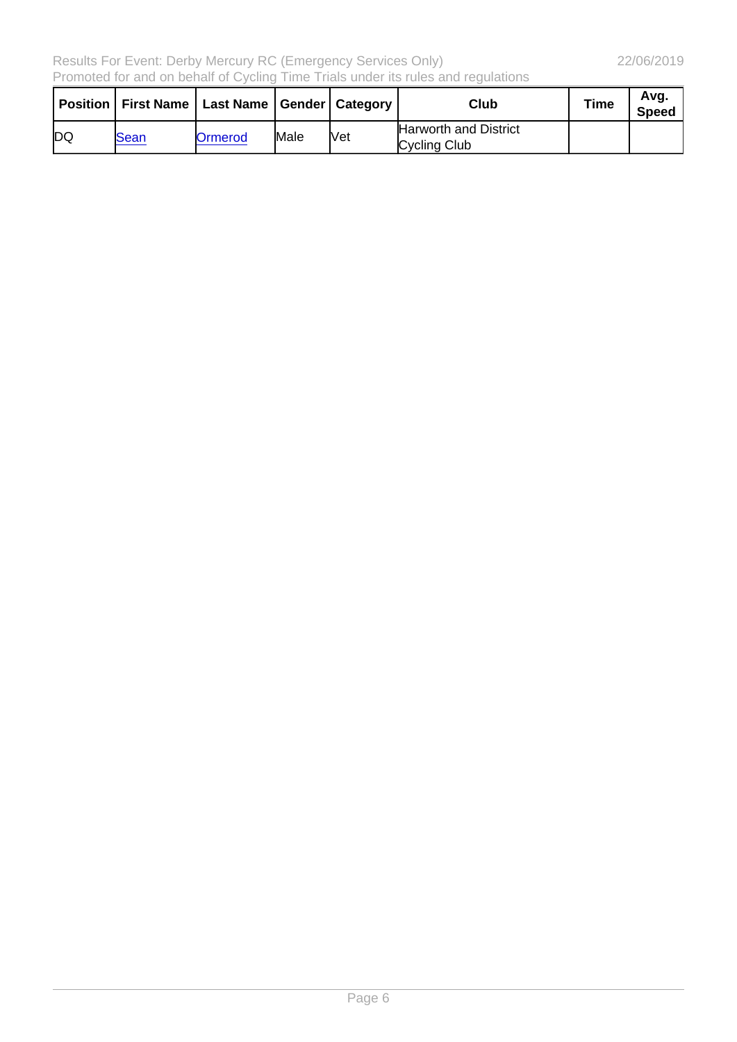| Position | First Name | Last Name | Gender | Category | Club | Time | Avg. Speed |
|---|---|---|---|---|---|---|---|
| DQ | Sean | Ormerod | Male | Vet | Harworth and District Cycling Club | | |